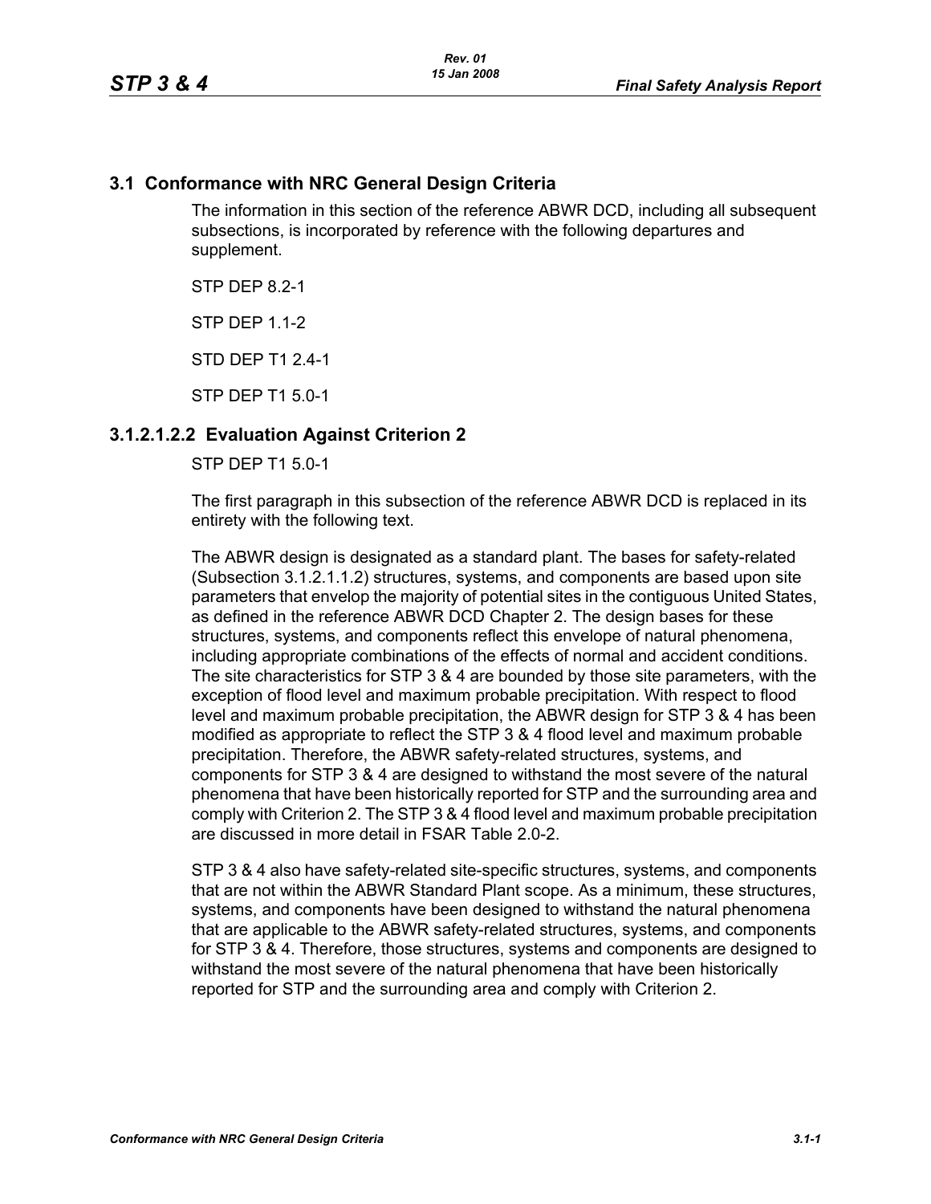## 3.1 Conformance with NRC General Design Criteria

The information in this section of the reference ABWR DCD, including all subsequent subsections, is incorporated by reference with the following departures and supplement.

STP DEP 8.2-1

STP DEP 1.1-2

STD DEP T1 2.4-1

STP DEP T1 5.0-1

### 3.1.2.1.2.2 Evaluation Against Criterion 2

STP DEP T1 5.0-1

The first paragraph in this subsection of the reference ABWR DCD is replaced in its entirety with the following text.

The ABWR design is designated as a standard plant. The bases for safety-related (Subsection 3.1.2.1.1.2) structures, systems, and components are based upon site parameters that envelop the majority of potential sites in the contiguous United States, as defined in the reference ABWR DCD Chapter 2. The design bases for these structures, systems, and components reflect this envelope of natural phenomena, including appropriate combinations of the effects of normal and accident conditions. The site characteristics for STP 3 & 4 are bounded by those site parameters, with the exception of flood level and maximum probable precipitation. With respect to flood level and maximum probable precipitation, the ABWR design for STP 3 & 4 has been modified as appropriate to reflect the STP 3 & 4 flood level and maximum probable precipitation. Therefore, the ABWR safety-related structures, systems, and components for STP 3 & 4 are designed to withstand the most severe of the natural phenomena that have been historically reported for STP and the surrounding area and comply with Criterion 2. The STP 3 & 4 flood level and maximum probable precipitation are discussed in more detail in FSAR Table 2.0-2.

STP 3 & 4 also have safety-related site-specific structures, systems, and components that are not within the ABWR Standard Plant scope. As a minimum, these structures, systems, and components have been designed to withstand the natural phenomena that are applicable to the ABWR safety-related structures, systems, and components for STP 3 & 4. Therefore, those structures, systems and components are designed to withstand the most severe of the natural phenomena that have been historically reported for STP and the surrounding area and comply with Criterion 2.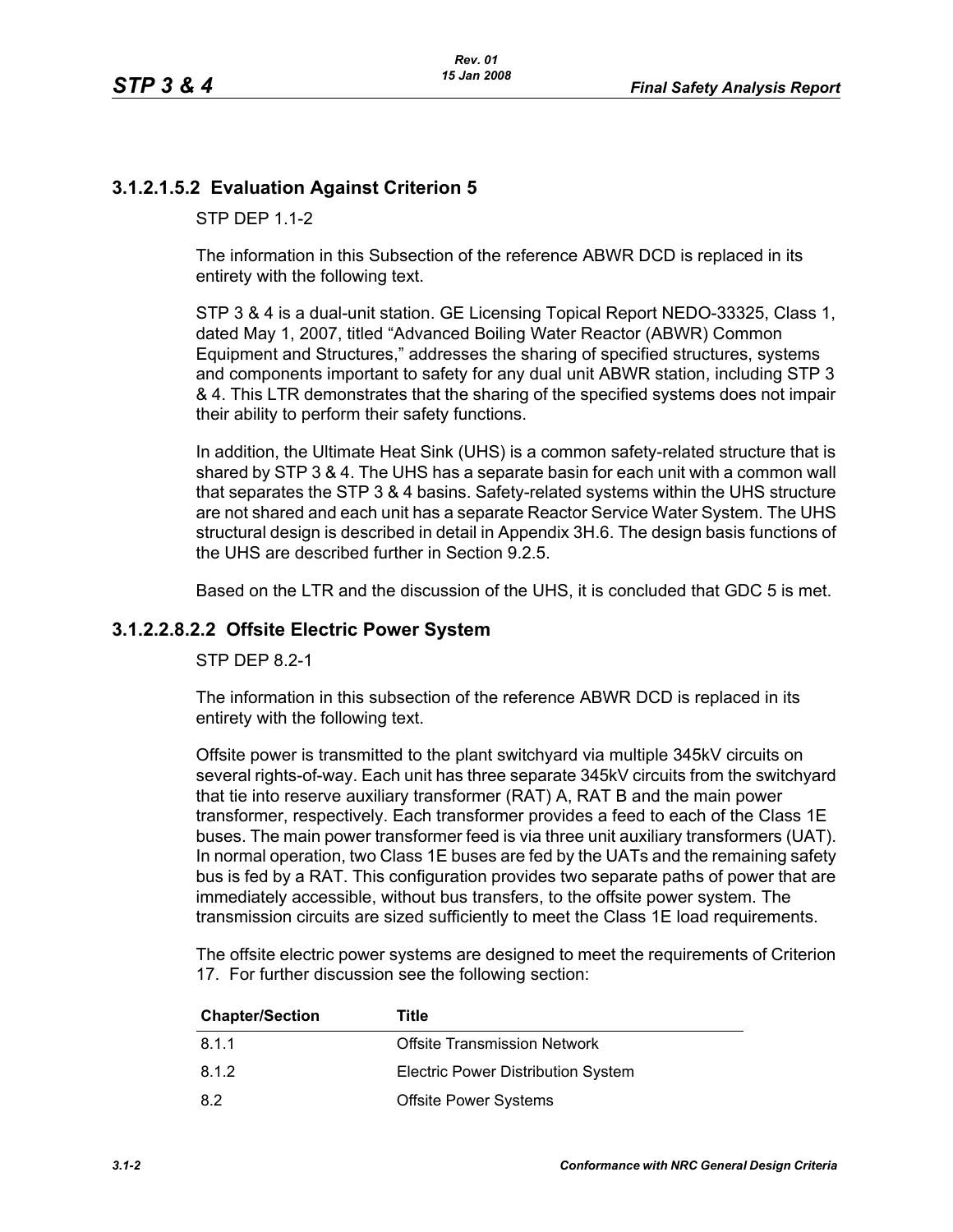### 3.1.2.1.5.2 Evaluation Against Criterion 5

STP DEP 1.1-2

The information in this Subsection of the reference ABWR DCD is replaced in its entirety with the following text.

STP 3 & 4 is a dual-unit station. GE Licensing Topical Report NEDO-33325, Class 1, dated May 1, 2007, titled “Advanced Boiling Water Reactor (ABWR) Common Equipment and Structures,” addresses the sharing of specified structures, systems and components important to safety for any dual unit ABWR station, including STP 3 & 4. This LTR demonstrates that the sharing of the specified systems does not impair their ability to perform their safety functions.

In addition, the Ultimate Heat Sink (UHS) is a common safety-related structure that is shared by STP 3 & 4. The UHS has a separate basin for each unit with a common wall that separates the STP 3 & 4 basins. Safety-related systems within the UHS structure are not shared and each unit has a separate Reactor Service Water System. The UHS structural design is described in detail in Appendix 3H.6. The design basis functions of the UHS are described further in Section 9.2.5.

Based on the LTR and the discussion of the UHS, it is concluded that GDC 5 is met.

### 3.1.2.2.8.2.2 Offsite Electric Power System

STP DEP 8.2-1

The information in this subsection of the reference ABWR DCD is replaced in its entirety with the following text.

Offsite power is transmitted to the plant switchyard via multiple 345kV circuits on several rights-of-way. Each unit has three separate 345kV circuits from the switchyard that tie into reserve auxiliary transformer (RAT) A, RAT B and the main power transformer, respectively. Each transformer provides a feed to each of the Class 1E buses. The main power transformer feed is via three unit auxiliary transformers (UAT). In normal operation, two Class 1E buses are fed by the UATs and the remaining safety bus is fed by a RAT. This configuration provides two separate paths of power that are immediately accessible, without bus transfers, to the offsite power system. The transmission circuits are sized sufficiently to meet the Class 1E load requirements.

The offsite electric power systems are designed to meet the requirements of Criterion 17. For further discussion see the following section:

| Chapter/Section | Title |
|---|---|
| 8.1.1 | Offsite Transmission Network |
| 8.1.2 | Electric Power Distribution System |
| 8.2 | Offsite Power Systems |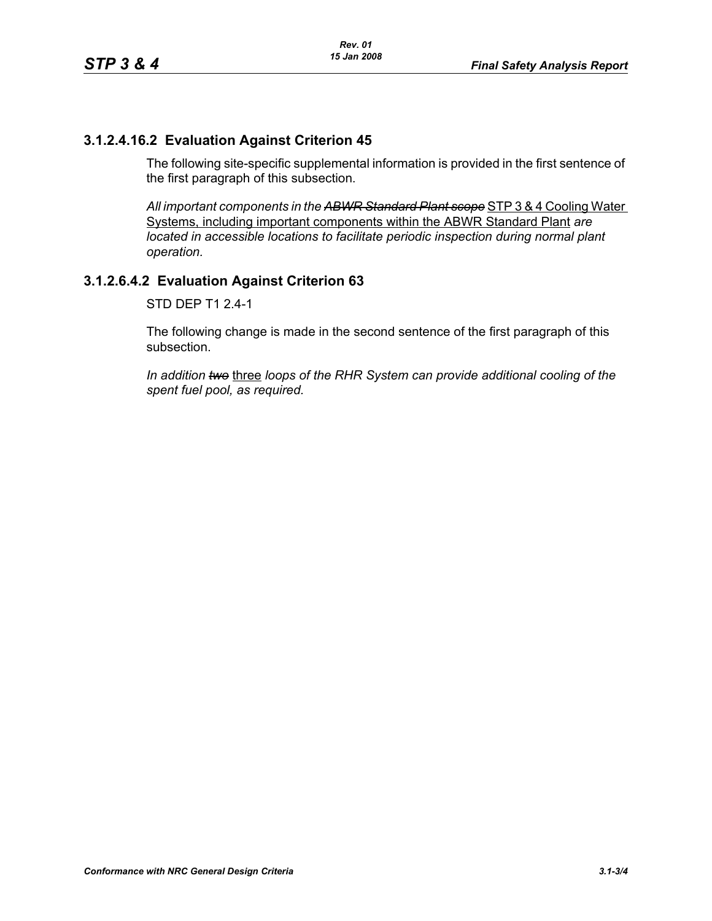### 3.1.2.4.16.2 Evaluation Against Criterion 45

The following site-specific supplemental information is provided in the first sentence of the first paragraph of this subsection.

*All important components in the* ~~*ABWR Standard Plant scope*~~ STP 3 & 4 Cooling Water Systems, including important components within the ABWR Standard Plant *are located in accessible locations to facilitate periodic inspection during normal plant operation.*

### 3.1.2.6.4.2 Evaluation Against Criterion 63

STD DEP T1 2.4-1

The following change is made in the second sentence of the first paragraph of this subsection.

*In addition* ~~*two*~~ three *loops of the RHR System can provide additional cooling of the spent fuel pool, as required.*